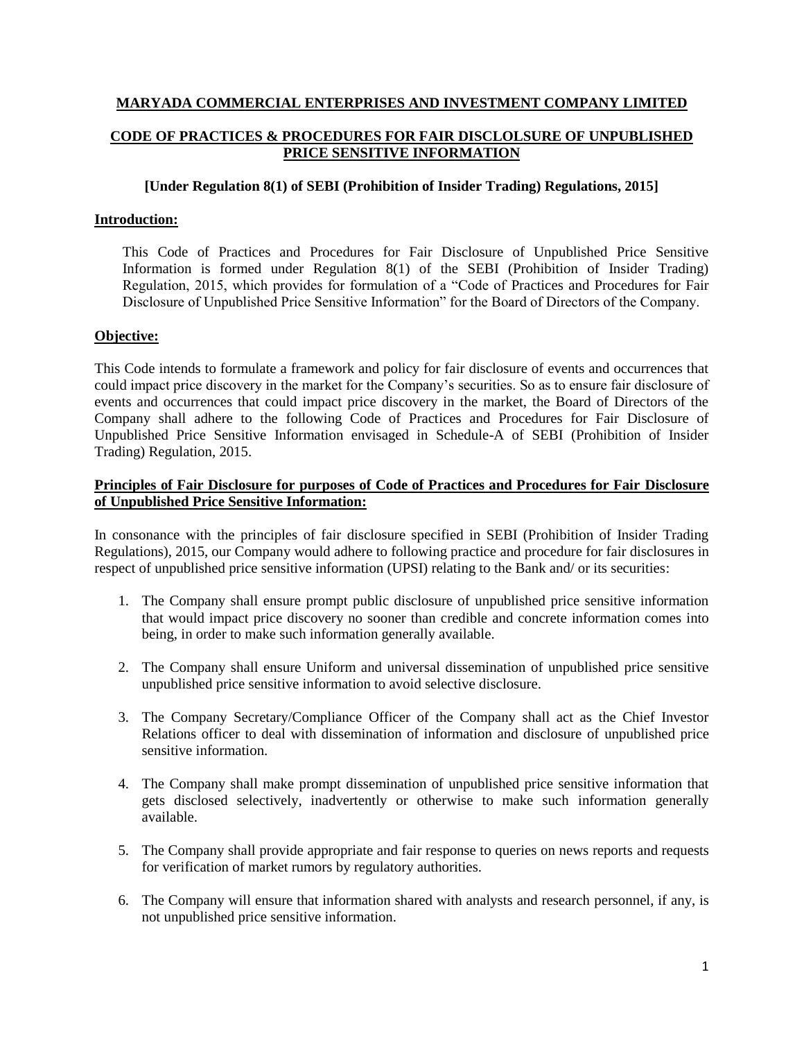**MARYADA COMMERCIAL ENTERPRISES AND INVESTMENT COMPANY LIMITED**

**CODE OF PRACTICES & PROCEDURES FOR FAIR DISCLOLSURE OF UNPUBLISHED PRICE SENSITIVE INFORMATION**

**[Under Regulation 8(1) of SEBI (Prohibition of Insider Trading) Regulations, 2015]**

**Introduction:**

This Code of Practices and Procedures for Fair Disclosure of Unpublished Price Sensitive Information is formed under Regulation 8(1) of the SEBI (Prohibition of Insider Trading) Regulation, 2015, which provides for formulation of a "Code of Practices and Procedures for Fair Disclosure of Unpublished Price Sensitive Information" for the Board of Directors of the Company.

**Objective:**

This Code intends to formulate a framework and policy for fair disclosure of events and occurrences that could impact price discovery in the market for the Company's securities. So as to ensure fair disclosure of events and occurrences that could impact price discovery in the market, the Board of Directors of the Company shall adhere to the following Code of Practices and Procedures for Fair Disclosure of Unpublished Price Sensitive Information envisaged in Schedule-A of SEBI (Prohibition of Insider Trading) Regulation, 2015.

**Principles of Fair Disclosure for purposes of Code of Practices and Procedures for Fair Disclosure of Unpublished Price Sensitive Information:**

In consonance with the principles of fair disclosure specified in SEBI (Prohibition of Insider Trading Regulations), 2015, our Company would adhere to following practice and procedure for fair disclosures in respect of unpublished price sensitive information (UPSI) relating to the Bank and/ or its securities:

1. The Company shall ensure prompt public disclosure of unpublished price sensitive information that would impact price discovery no sooner than credible and concrete information comes into being, in order to make such information generally available.

2. The Company shall ensure Uniform and universal dissemination of unpublished price sensitive unpublished price sensitive information to avoid selective disclosure.

3. The Company Secretary/Compliance Officer of the Company shall act as the Chief Investor Relations officer to deal with dissemination of information and disclosure of unpublished price sensitive information.

4. The Company shall make prompt dissemination of unpublished price sensitive information that gets disclosed selectively, inadvertently or otherwise to make such information generally available.

5. The Company shall provide appropriate and fair response to queries on news reports and requests for verification of market rumors by regulatory authorities.

6. The Company will ensure that information shared with analysts and research personnel, if any, is not unpublished price sensitive information.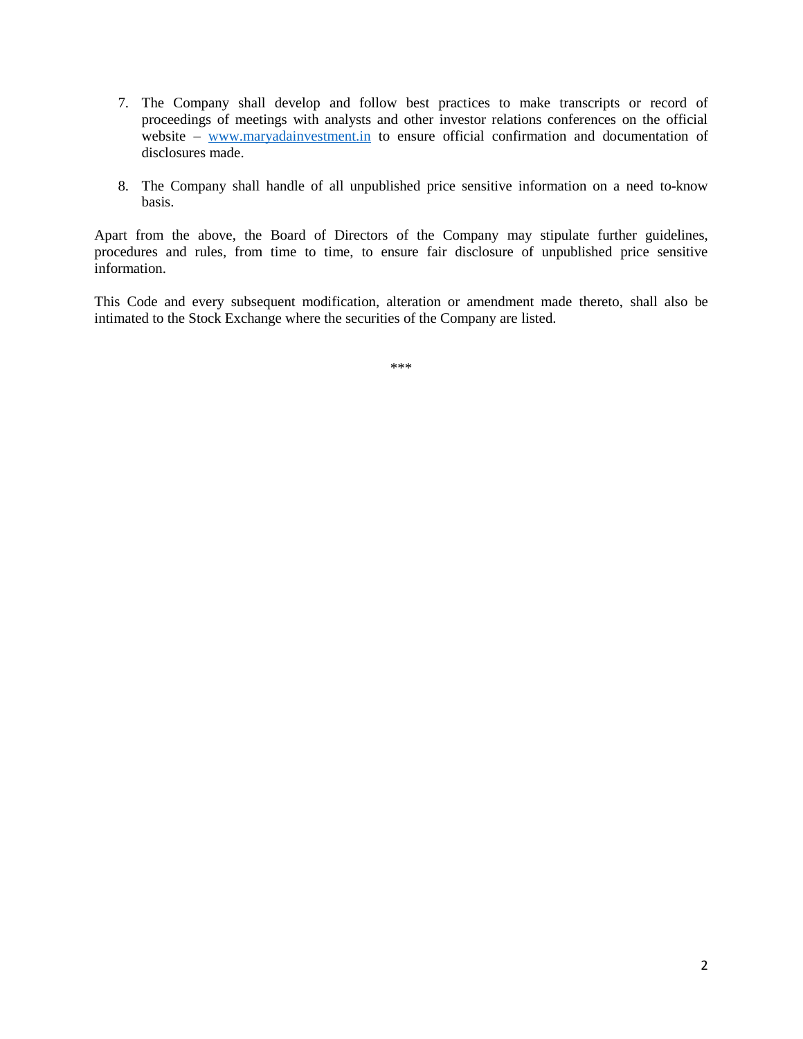7. The Company shall develop and follow best practices to make transcripts or record of proceedings of meetings with analysts and other investor relations conferences on the official website – www.maryadainvestment.in to ensure official confirmation and documentation of disclosures made.

8. The Company shall handle of all unpublished price sensitive information on a need to-know basis.

Apart from the above, the Board of Directors of the Company may stipulate further guidelines, procedures and rules, from time to time, to ensure fair disclosure of unpublished price sensitive information.

This Code and every subsequent modification, alteration or amendment made thereto, shall also be intimated to the Stock Exchange where the securities of the Company are listed.

***